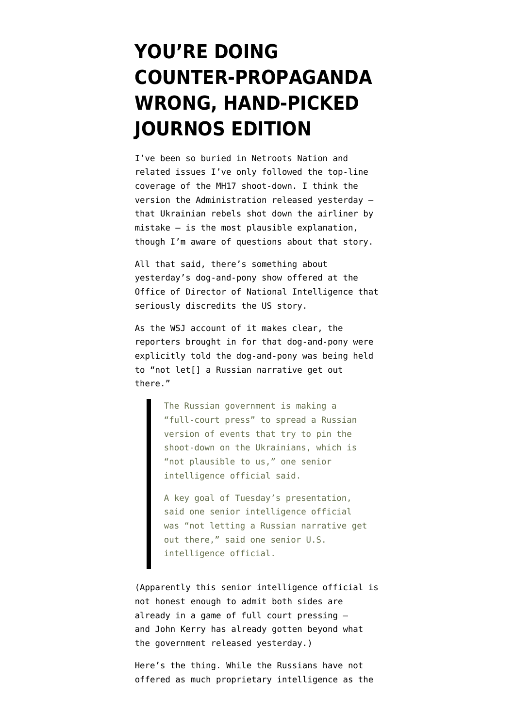# YOU'RE DOING COUNTER-PROPAGANDA WRONG, HAND-PICKED JOURNOS EDITION

I've been so buried in Netroots Nation and related issues I've only followed the top-line coverage of the MH17 shoot-down. I think the version the Administration released yesterday — that Ukrainian rebels shot down the airliner by mistake — is the most plausible explanation, though I'm aware of questions about that story.

All that said, there's something about yesterday's dog-and-pony show offered at the Office of Director of National Intelligence that seriously discredits the US story.

As the WSJ account of it makes clear, the reporters brought in for that dog-and-pony were explicitly told the dog-and-pony was being held to "not let[] a Russian narrative get out there."

> The Russian government is making a "full-court press" to spread a Russian version of events that try to pin the shoot-down on the Ukrainians, which is "not plausible to us," one senior intelligence official said.
>
> A key goal of Tuesday's presentation, said one senior intelligence official was "not letting a Russian narrative get out there," said one senior U.S. intelligence official.

(Apparently this senior intelligence official is not honest enough to admit both sides are already in a game of full court pressing — and John Kerry has already gotten beyond what the government released yesterday.)

Here's the thing. While the Russians have not offered as much proprietary intelligence as the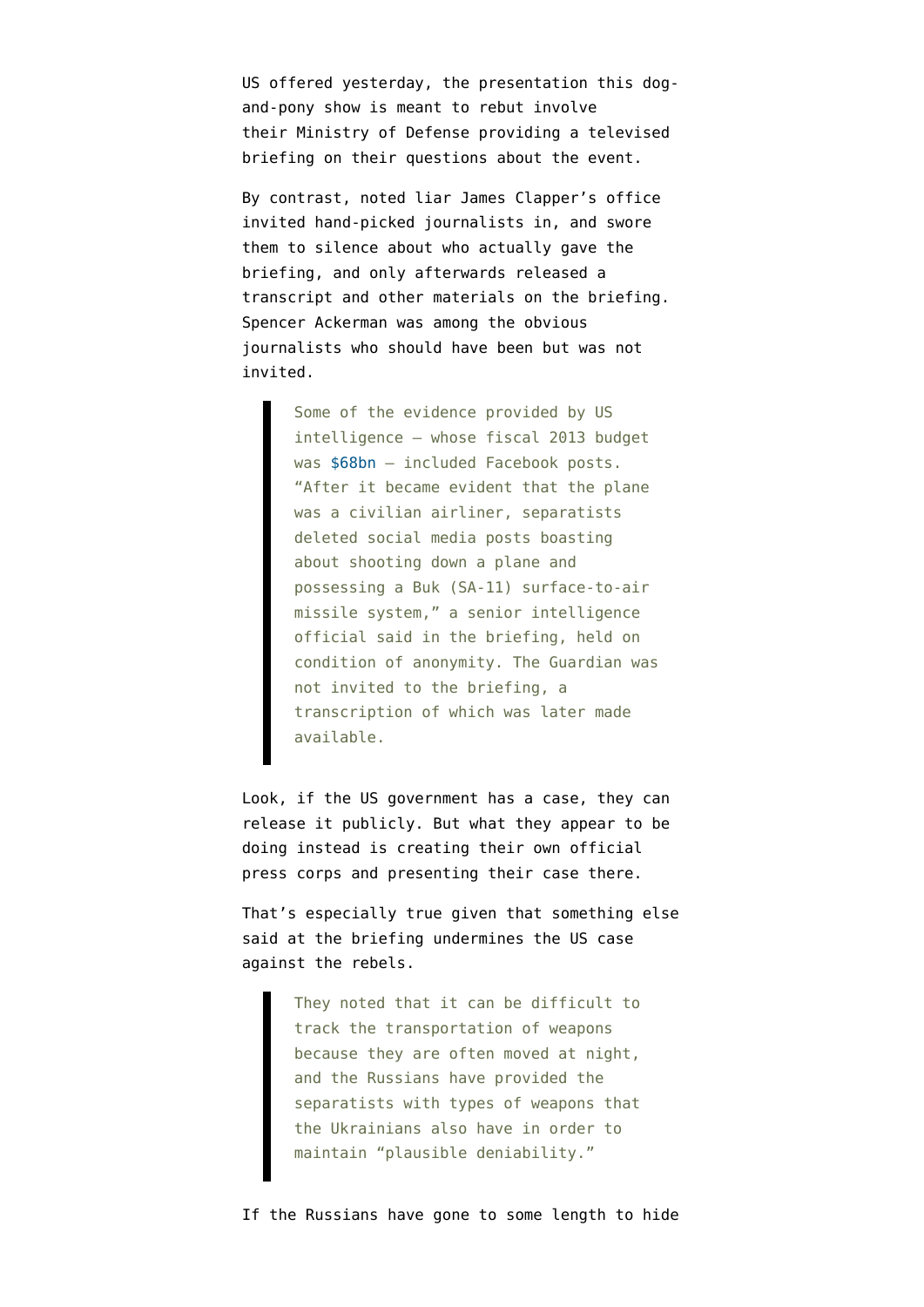US offered yesterday, the presentation this dog-and-pony show is meant to rebut involve their Ministry of Defense providing a televised briefing on their questions about the event.

By contrast, noted liar James Clapper's office invited hand-picked journalists in, and swore them to silence about who actually gave the briefing, and only afterwards released a transcript and other materials on the briefing. Spencer Ackerman was among the obvious journalists who should have been but was not invited.

> Some of the evidence provided by US intelligence – whose fiscal 2013 budget was $68bn – included Facebook posts. "After it became evident that the plane was a civilian airliner, separatists deleted social media posts boasting about shooting down a plane and possessing a Buk (SA-11) surface-to-air missile system," a senior intelligence official said in the briefing, held on condition of anonymity. The Guardian was not invited to the briefing, a transcription of which was later made available.

Look, if the US government has a case, they can release it publicly. But what they appear to be doing instead is creating their own official press corps and presenting their case there.

That's especially true given that something else said at the briefing undermines the US case against the rebels.

> They noted that it can be difficult to track the transportation of weapons because they are often moved at night, and the Russians have provided the separatists with types of weapons that the Ukrainians also have in order to maintain "plausible deniability."

If the Russians have gone to some length to hide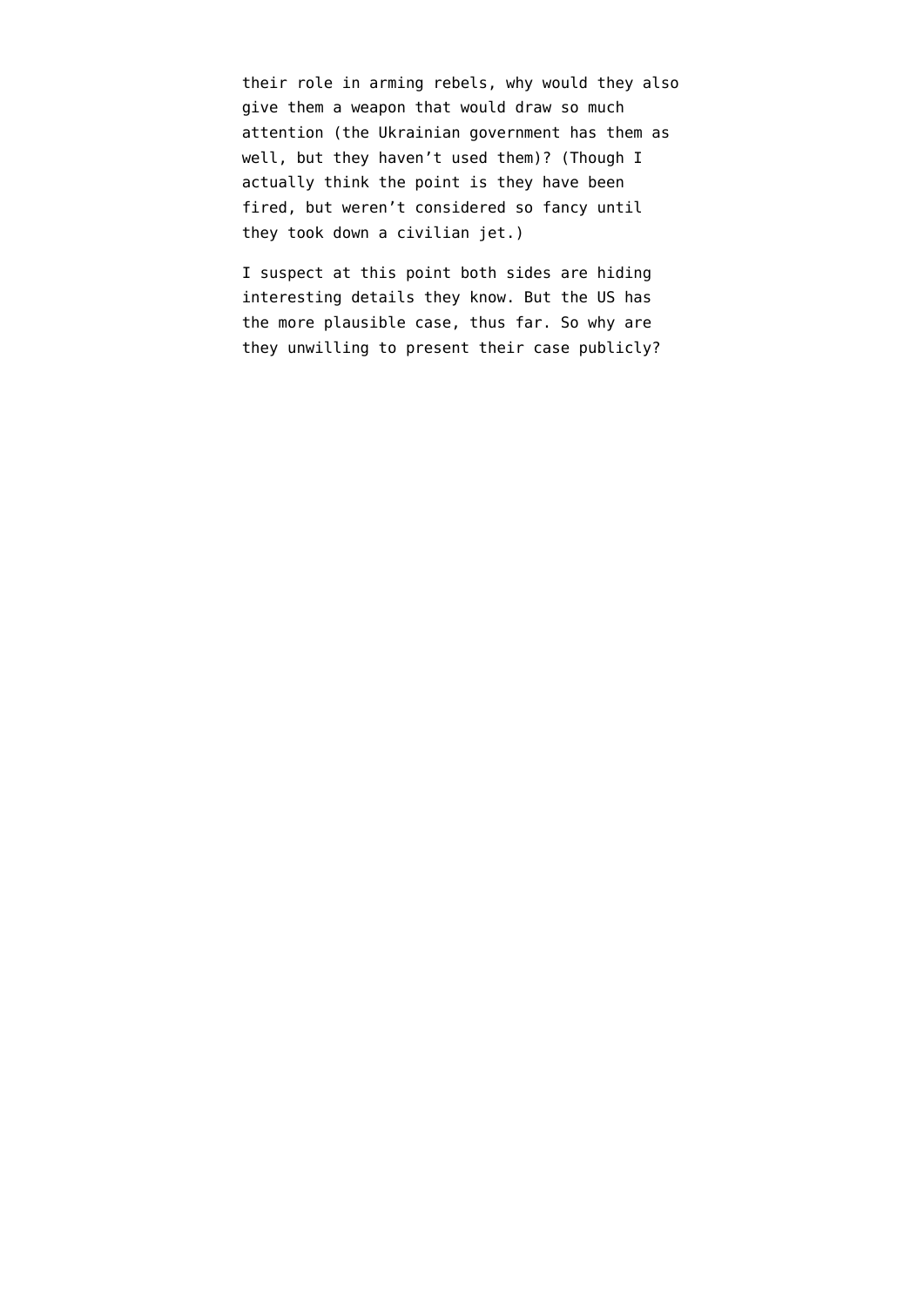their role in arming rebels, why would they also give them a weapon that would draw so much attention (the Ukrainian government has them as well, but they haven't used them)? (Though I actually think the point is they have been fired, but weren't considered so fancy until they took down a civilian jet.)

I suspect at this point both sides are hiding interesting details they know. But the US has the more plausible case, thus far. So why are they unwilling to present their case publicly?